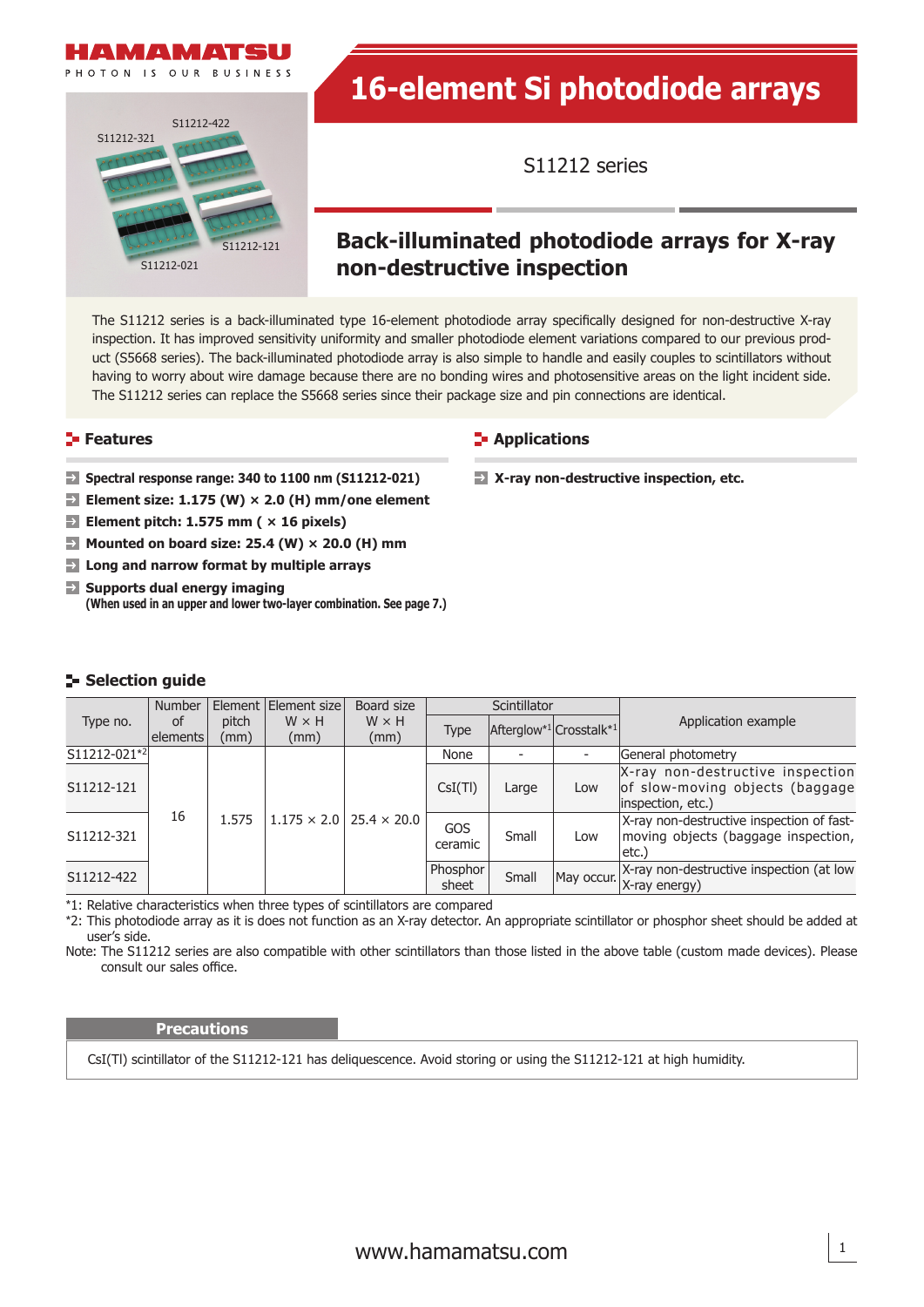# 16-element Si photodiode arrays

S11212 series

## Back-illuminated photodiode arrays for X-ray non-destructive inspection

The S11212 series is a back-illuminated type 16-element photodiode array specifically designed for non-destructive X-ray inspection. It has improved sensitivity uniformity and smaller photodiode element variations compared to our previous product (S5668 series). The back-illuminated photodiode array is also simple to handle and easily couples to scintillators without having to worry about wire damage because there are no bonding wires and photosensitive areas on the light incident side. The S11212 series can replace the S5668 series since their package size and pin connections are identical.

## Features

- **Spectral response range: 340 to 1100 nm (S11212-021)**
- **Element size: 1.175 (W) × 2.0 (H) mm/one element**
- **Element pitch: 1.575 mm ( × 16 pixels)**
- **Mounted on board size: 25.4 (W) × 20.0 (H) mm**
- **Long and narrow format by multiple arrays**
- **Supports dual energy imaging**
  **(When used in an upper and lower two-layer combination. See page 7.)**

## Applications

- **X-ray non-destructive inspection, etc.**

## Selection guide

| Type no. | Number of elements | Element pitch (mm) | Element size W × H (mm) | Board size W × H (mm) | Scintillator | | | Application example |
|---|---|---|---|---|---|---|---|---|
| | | | | | Type | Afterglow*1 | Crosstalk*1 | |
| S11212-021*2 | 16 | 1.575 | 1.175 × 2.0 | 25.4 × 20.0 | None | - | - | General photometry |
| S11212-121 | | | | | CsI(Tl) | Large | Low | X-ray non-destructive inspection of slow-moving objects (baggage inspection, etc.) |
| S11212-321 | | | | | GOS ceramic | Small | Low | X-ray non-destructive inspection of fast-moving objects (baggage inspection, etc.) |
| S11212-422 | | | | | Phosphor sheet | Small | May occur. | X-ray non-destructive inspection (at low X-ray energy) |

*1: Relative characteristics when three types of scintillators are compared

*2: This photodiode array as it is does not function as an X-ray detector. An appropriate scintillator or phosphor sheet should be added at user's side.

Note: The S11212 series are also compatible with other scintillators than those listed in the above table (custom made devices). Please consult our sales office.

**Precautions**

CsI(Tl) scintillator of the S11212-121 has deliquescence. Avoid storing or using the S11212-121 at high humidity.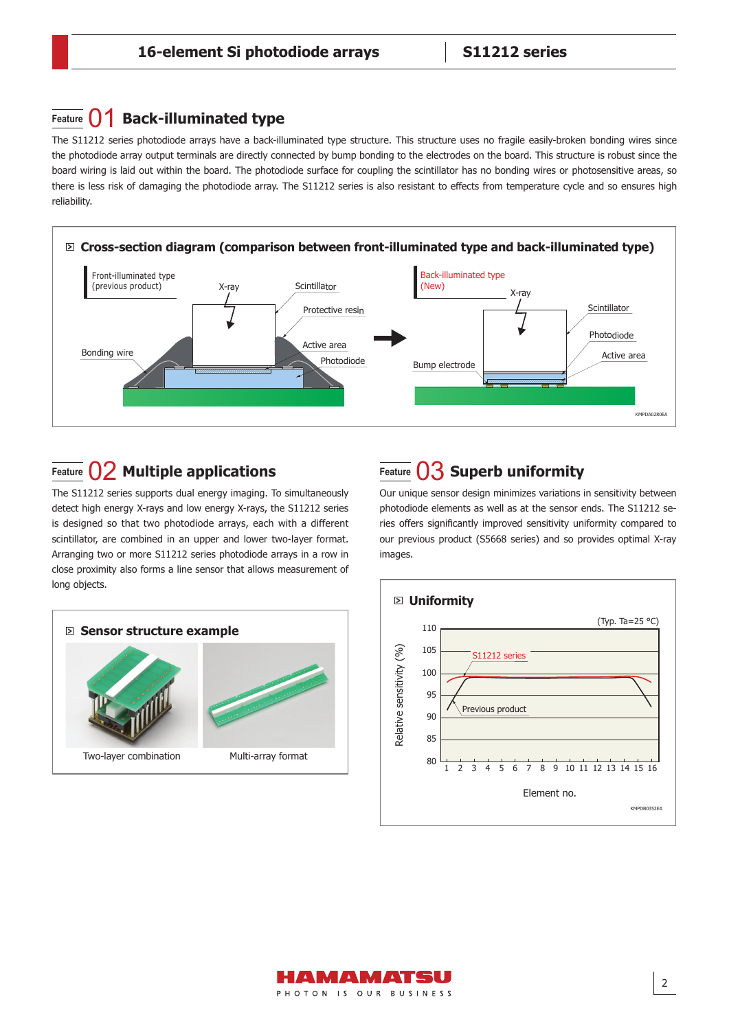## Feature 01 Back-illuminated type

The S11212 series photodiode arrays have a back-illuminated type structure. This structure uses no fragile easily-broken bonding wires since the photodiode array output terminals are directly connected by bump bonding to the electrodes on the board. This structure is robust since the board wiring is laid out within the board. The photodiode surface for coupling the scintillator has no bonding wires or photosensitive areas, so there is less risk of damaging the photodiode array. The S11212 series is also resistant to effects from temperature cycle and so ensures high reliability.

### Cross-section diagram (comparison between front-illuminated type and back-illuminated type)

Front-illuminated type (previous product): X-ray, Scintillator, Protective resin, Active area, Photodiode, Bonding wire

Back-illuminated type (New): X-ray, Scintillator, Photodiode, Active area, Bump electrode

KMPDA0280EA

## Feature 02 Multiple applications

The S11212 series supports dual energy imaging. To simultaneously detect high energy X-rays and low energy X-rays, the S11212 series is designed so that two photodiode arrays, each with a different scintillator, are combined in an upper and lower two-layer format. Arranging two or more S11212 series photodiode arrays in a row in close proximity also forms a line sensor that allows measurement of long objects.

### Sensor structure example

Two-layer combination

Multi-array format

## Feature 03 Superb uniformity

Our unique sensor design minimizes variations in sensitivity between photodiode elements as well as at the sensor ends. The S11212 series offers significantly improved sensitivity uniformity compared to our previous product (S5668 series) and so provides optimal X-ray images.

### Uniformity

(Typ. Ta=25 °C)

Relative sensitivity (%) vs. Element no. (1 to 16); curves: S11212 series, Previous product

KMPDB0352EA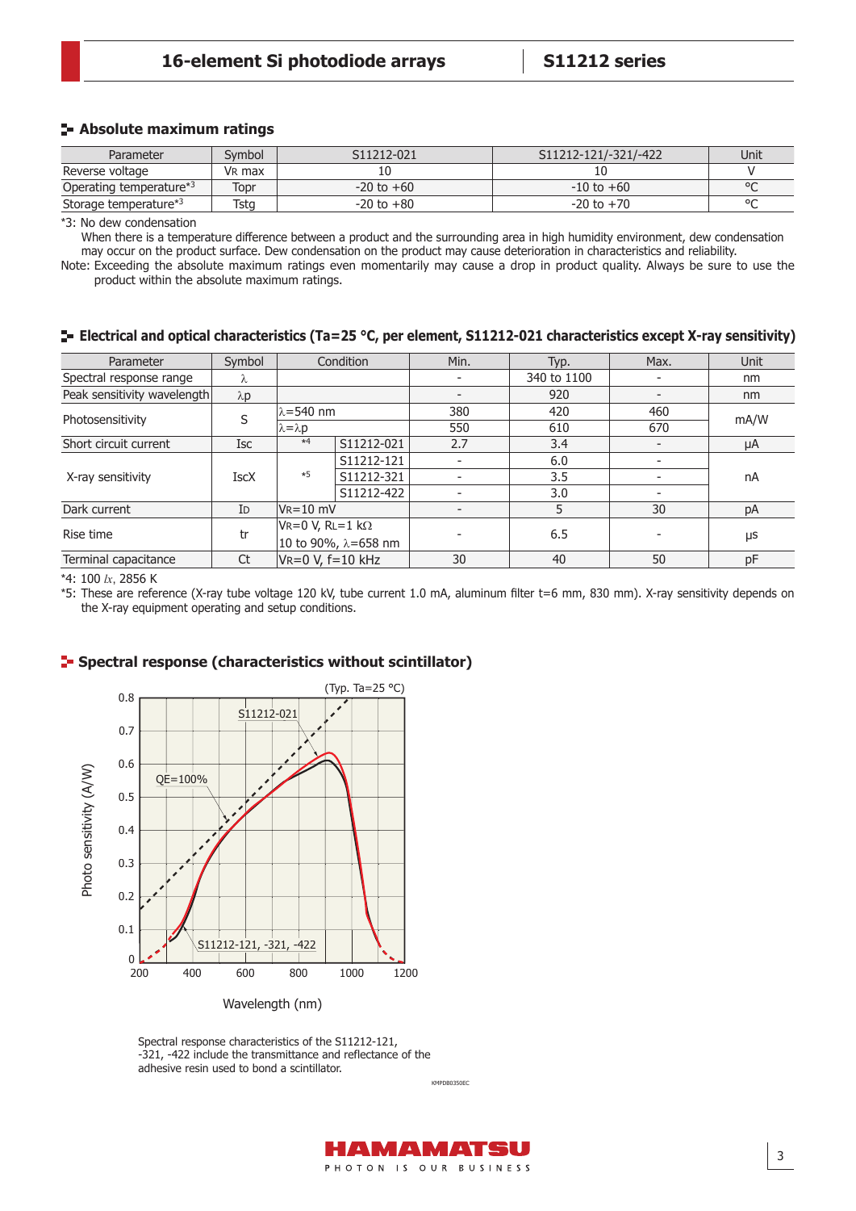## Absolute maximum ratings

| Parameter | Symbol | S11212-021 | S11212-121/-321/-422 | Unit |
|---|---|---|---|---|
| Reverse voltage | $V_R$ max | 10 | 10 | V |
| Operating temperature*3 | Topr | -20 to +60 | -10 to +60 | °C |
| Storage temperature*3 | Tstg | -20 to +80 | -20 to +70 | °C |

*3: No dew condensation
When there is a temperature difference between a product and the surrounding area in high humidity environment, dew condensation may occur on the product surface. Dew condensation on the product may cause deterioration in characteristics and reliability.

Note: Exceeding the absolute maximum ratings even momentarily may cause a drop in product quality. Always be sure to use the product within the absolute maximum ratings.

## Electrical and optical characteristics (Ta=25 °C, per element, S11212-021 characteristics except X-ray sensitivity)

| Parameter | Symbol | Condition | | Min. | Typ. | Max. | Unit |
|---|---|---|---|---|---|---|---|
| Spectral response range | λ | | | - | 340 to 1100 | - | nm |
| Peak sensitivity wavelength | λp | | | - | 920 | - | nm |
| Photosensitivity | S | λ=540 nm | | 380 | 420 | 460 | mA/W |
| | | λ=λp | | 550 | 610 | 670 | |
| Short circuit current | Isc | *4 | S11212-021 | 2.7 | 3.4 | - | μA |
| X-ray sensitivity | IscX | *5 | S11212-121 | - | 6.0 | - | nA |
| | | | S11212-321 | - | 3.5 | - | |
| | | | S11212-422 | - | 3.0 | - | |
| Dark current | ID | VR=10 mV | | - | 5 | 30 | pA |
| Rise time | tr | VR=0 V, RL=1 kΩ 10 to 90%, λ=658 nm | | - | 6.5 | - | μs |
| Terminal capacitance | Ct | VR=0 V, f=10 kHz | | 30 | 40 | 50 | pF |

*4: 100 lx, 2856 K

*5: These are reference (X-ray tube voltage 120 kV, tube current 1.0 mA, aluminum filter t=6 mm, 830 mm). X-ray sensitivity depends on the X-ray equipment operating and setup conditions.

## Spectral response (characteristics without scintillator)

(Typ. Ta=25 °C)

Spectral response characteristics of the S11212-121, -321, -422 include the transmittance and reflectance of the adhesive resin used to bond a scintillator.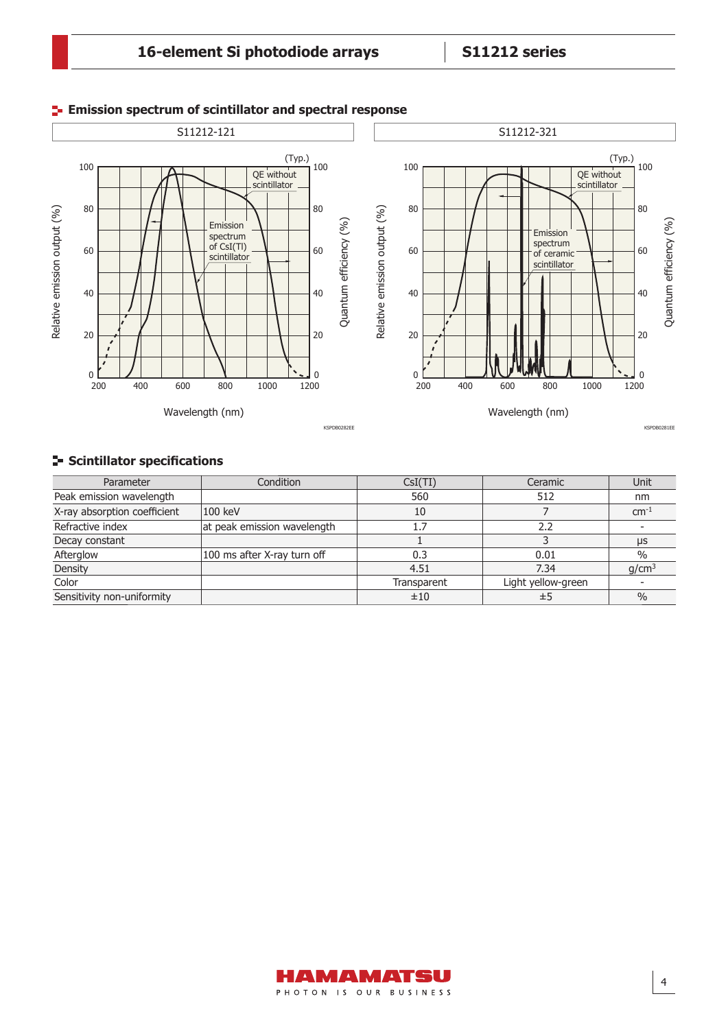## Emission spectrum of scintillator and spectral response

S11212-121

(Typ.)

Relative emission output (%) / Quantum efficiency (%)

QE without scintillator

Emission spectrum of CsI(Tl) scintillator

Wavelength (nm)

KSPDB0282EE

S11212-321

(Typ.)

Relative emission output (%) / Quantum efficiency (%)

QE without scintillator

Emission spectrum of ceramic scintillator

Wavelength (nm)

KSPDB0281EE

## Scintillator specifications

| Parameter | Condition | CsI(Tl) | Ceramic | Unit |
|---|---|---|---|---|
| Peak emission wavelength | | 560 | 512 | nm |
| X-ray absorption coefficient | 100 keV | 10 | 7 | $cm^{-1}$ |
| Refractive index | at peak emission wavelength | 1.7 | 2.2 | - |
| Decay constant | | 1 | 3 | μs |
| Afterglow | 100 ms after X-ray turn off | 0.3 | 0.01 | % |
| Density | | 4.51 | 7.34 | $g/cm^3$ |
| Color | | Transparent | Light yellow-green | - |
| Sensitivity non-uniformity | | ±10 | ±5 | % |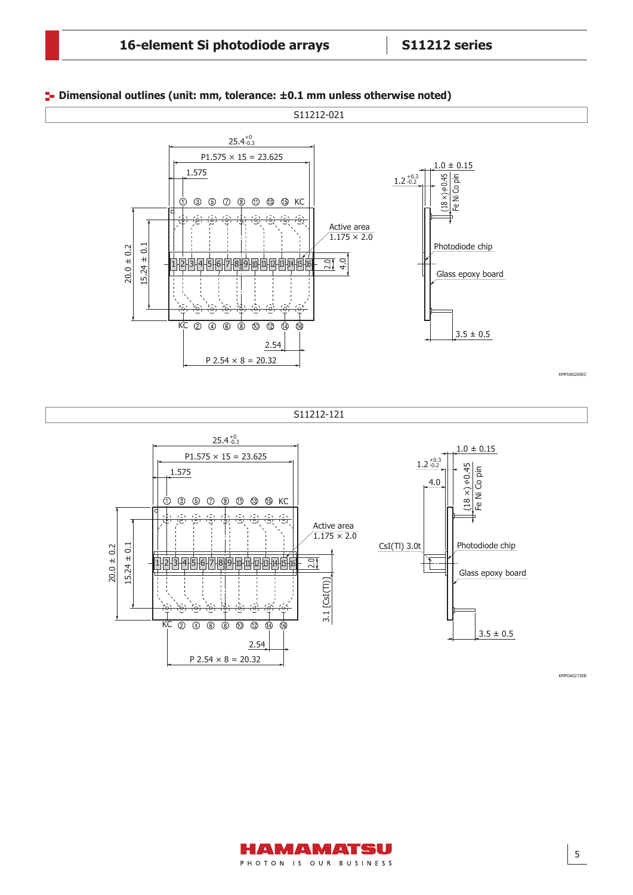## Dimensional outlines (unit: mm, tolerance: ±0.1 mm unless otherwise noted)

S11212-021

25.4 $^{+0}_{-0.3}$

P1.575 × 15 = 23.625

1.575

① ③ ⑤ ⑦ ⑨ ⑪ ⑬ ⑮ KC

Active area 1.175 × 2.0

20.0 ± 0.2

15.24 ± 0.1

2.0

4.0

KC ② ④ ⑥ ⑧ ⑩ ⑫ ⑭ ⑯

2.54

P 2.54 × 8 = 20.32

1.0 ± 0.15

1.2 $^{+0.3}_{-0.2}$

(18 ×) ϕ0.45 Fe Ni Co pin

Photodiode chip

Glass epoxy board

3.5 ± 0.5

KMPDA0269EC

S11212-121

25.4 $^{+0}_{-0.3}$

P1.575 × 15 = 23.625

1.575

① ③ ⑤ ⑦ ⑨ ⑪ ⑬ ⑮ KC

Active area 1.175 × 2.0

20.0 ± 0.2

15.24 ± 0.1

2.0

3.1 [CsI(Tl)]

KC ② ④ ⑥ ⑧ ⑩ ⑫ ⑭ ⑯

2.54

P 2.54 × 8 = 20.32

1.0 ± 0.15

1.2 $^{+0.3}_{-0.2}$

4.0

(18 ×) ϕ0.45 Fe Ni Co pin

CsI(Tl) 3.0t

Photodiode chip

Glass epoxy board

3.5 ± 0.5

KMPDA0273EB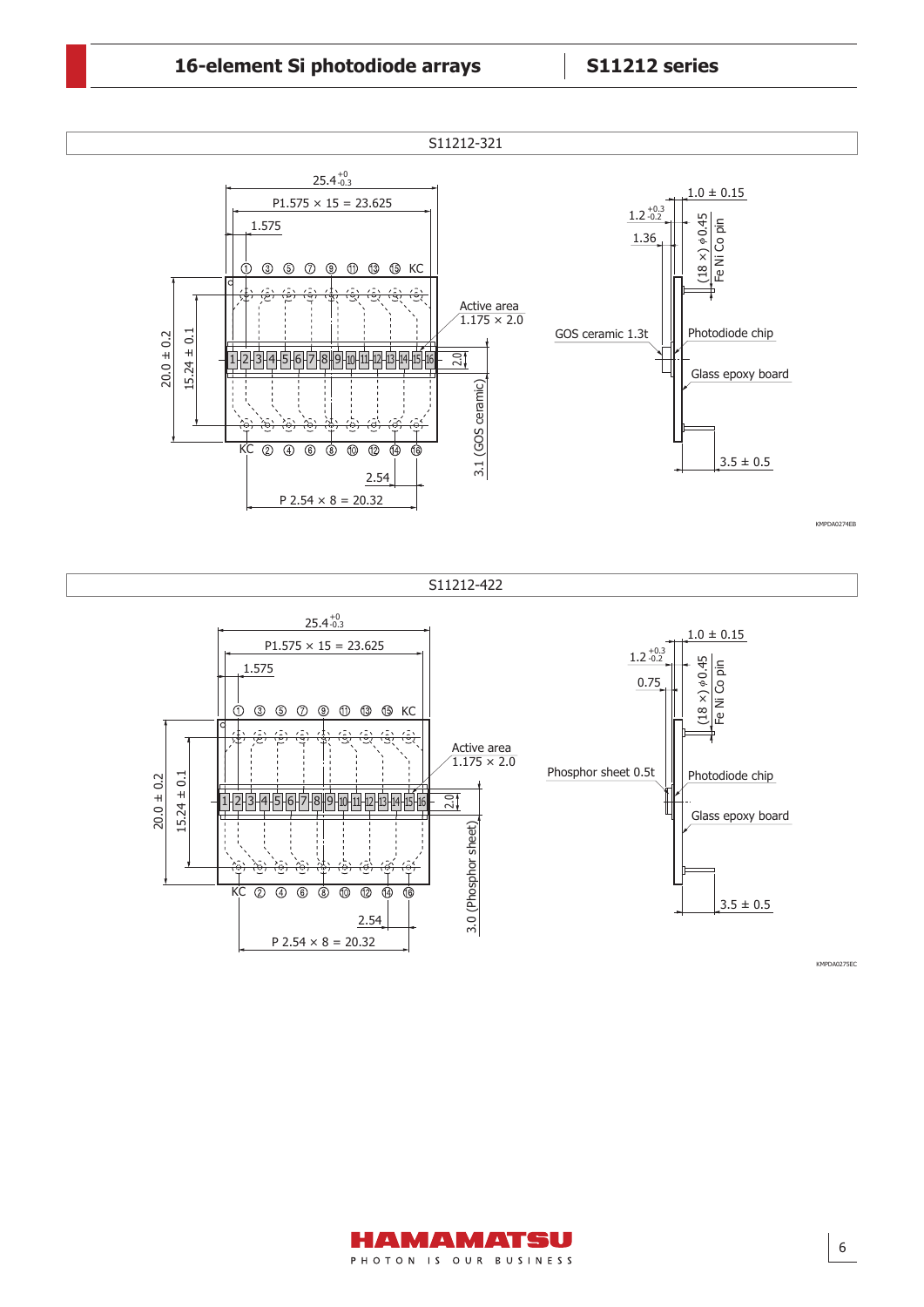S11212-321

25.4 $^{+0}_{-0.3}$

P1.575 × 15 = 23.625

1.575

① ③ ⑤ ⑦ ⑨ ⑪ ⑬ ⑮ KC

Active area 1.175 × 2.0

20.0 ± 0.2

15.24 ± 0.1

2.0

3.1 (GOS ceramic)

KC ② ④ ⑥ ⑧ ⑩ ⑫ ⑭ ⑯

2.54

P 2.54 × 8 = 20.32

1.0 ± 0.15

1.2 $^{+0.3}_{-0.2}$

1.36

(18 ×) ϕ0.45 Fe Ni Co pin

GOS ceramic 1.3t

Photodiode chip

Glass epoxy board

3.5 ± 0.5

KMPDA0274EB

S11212-422

25.4 $^{+0}_{-0.3}$

P1.575 × 15 = 23.625

1.575

① ③ ⑤ ⑦ ⑨ ⑪ ⑬ ⑮ KC

Active area 1.175 × 2.0

20.0 ± 0.2

15.24 ± 0.1

2.0

3.0 (Phosphor sheet)

KC ② ④ ⑥ ⑧ ⑩ ⑫ ⑭ ⑯

2.54

P 2.54 × 8 = 20.32

1.0 ± 0.15

1.2 $^{+0.3}_{-0.2}$

0.75

(18 ×) ϕ0.45 Fe Ni Co pin

Phosphor sheet 0.5t

Photodiode chip

Glass epoxy board

3.5 ± 0.5

KMPDA0275EC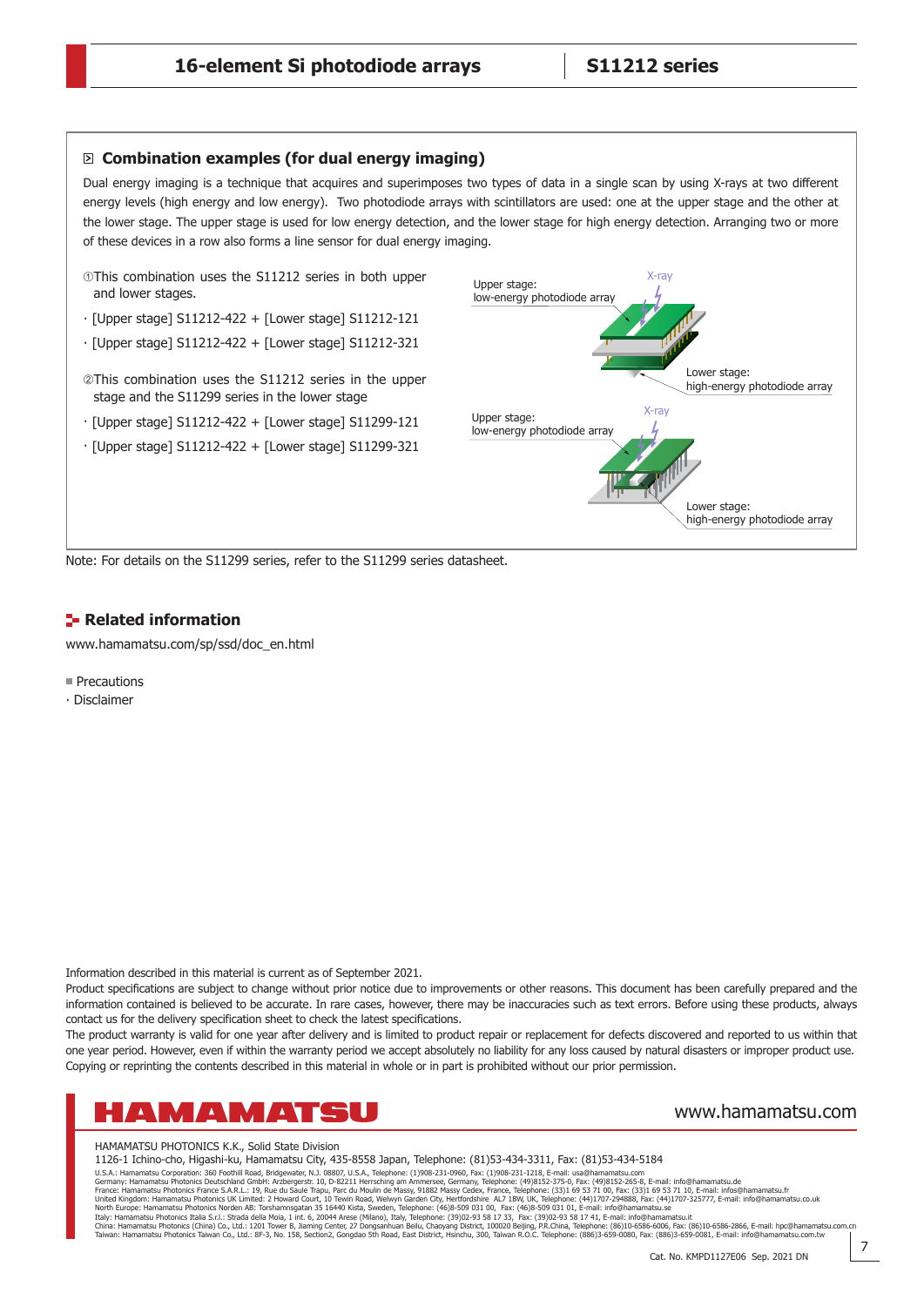## Combination examples (for dual energy imaging)

Dual energy imaging is a technique that acquires and superimposes two types of data in a single scan by using X-rays at two different energy levels (high energy and low energy). Two photodiode arrays with scintillators are used: one at the upper stage and the other at the lower stage. The upper stage is used for low energy detection, and the lower stage for high energy detection. Arranging two or more of these devices in a row also forms a line sensor for dual energy imaging.

①This combination uses the S11212 series in both upper and lower stages.

- [Upper stage] S11212-422 + [Lower stage] S11212-121
- [Upper stage] S11212-422 + [Lower stage] S11212-321

②This combination uses the S11212 series in the upper stage and the S11299 series in the lower stage

- [Upper stage] S11212-422 + [Lower stage] S11299-121
- [Upper stage] S11212-422 + [Lower stage] S11299-321

X-ray
Upper stage: low-energy photodiode array
Lower stage: high-energy photodiode array

X-ray
Upper stage: low-energy photodiode array
Lower stage: high-energy photodiode array

Note: For details on the S11299 series, refer to the S11299 series datasheet.

## Related information

www.hamamatsu.com/sp/ssd/doc_en.html

- Precautions
  - Disclaimer

Information described in this material is current as of September 2021.

Product specifications are subject to change without prior notice due to improvements or other reasons. This document has been carefully prepared and the information contained is believed to be accurate. In rare cases, however, there may be inaccuracies such as text errors. Before using these products, always contact us for the delivery specification sheet to check the latest specifications.

The product warranty is valid for one year after delivery and is limited to product repair or replacement for defects discovered and reported to us within that one year period. However, even if within the warranty period we accept absolutely no liability for any loss caused by natural disasters or improper product use.

Copying or reprinting the contents described in this material in whole or in part is prohibited without our prior permission.

**HAMAMATSU**

www.hamamatsu.com

HAMAMATSU PHOTONICS K.K., Solid State Division
1126-1 Ichino-cho, Higashi-ku, Hamamatsu City, 435-8558 Japan, Telephone: (81)53-434-3311, Fax: (81)53-434-5184
U.S.A.: Hamamatsu Corporation: 360 Foothill Road, Bridgewater, N.J. 08807, U.S.A., Telephone: (1)908-231-0960, Fax: (1)908-231-1218, E-mail: usa@hamamatsu.com
Germany: Hamamatsu Photonics Deutschland GmbH: Arzbergerstr. 10, D-82211 Herrsching am Ammersee, Germany, Telephone: (49)8152-375-0, Fax: (49)8152-265-8, E-mail: info@hamamatsu.de
France: Hamamatsu Photonics France S.A.R.L.: 19, Rue du Saule Trapu, Parc du Moulin de Massy, 91882 Massy Cedex, France, Telephone: (33)1 69 53 71 00, Fax: (33)1 69 53 71 10, E-mail: infos@hamamatsu.fr
United Kingdom: Hamamatsu Photonics UK Limited: 2 Howard Court, 10 Tewin Road, Welwyn Garden City, Hertfordshire AL7 1BW, UK, Telephone: (44)1707-294888, Fax: (44)1707-325777, E-mail: info@hamamatsu.co.uk
North Europe: Hamamatsu Photonics Norden AB: Torshamnsgatan 35 16440 Kista, Sweden, Telephone: (46)8-509 031 00, Fax: (46)8-509 031 01, E-mail: info@hamamatsu.se
Italy: Hamamatsu Photonics Italia S.r.l.: Strada della Moia, 1 int. 6, 20044 Arese (Milano), Italy, Telephone: (39)02-93 58 17 33, Fax: (39)02-93 58 17 41, E-mail: info@hamamatsu.it
China: Hamamatsu Photonics (China) Co., Ltd.: 1201 Tower B, Jiaming Center, 27 Dongsanhuan Beilu, Chaoyang District, 100020 Beijing, P.R.China, Telephone: (86)10-6586-6006, Fax: (86)10-6586-2866, E-mail: hpc@hamamatsu.com.cn
Taiwan: Hamamatsu Photonics Taiwan Co., Ltd.: 8F-3, No. 158, Section2, Gongdao 5th Road, East District, Hsinchu, 300, Taiwan R.O.C. Telephone: (886)3-659-0080, Fax: (886)3-659-0081, E-mail: info@hamamatsu.com.tw

Cat. No. KMPD1127E06 Sep. 2021 DN